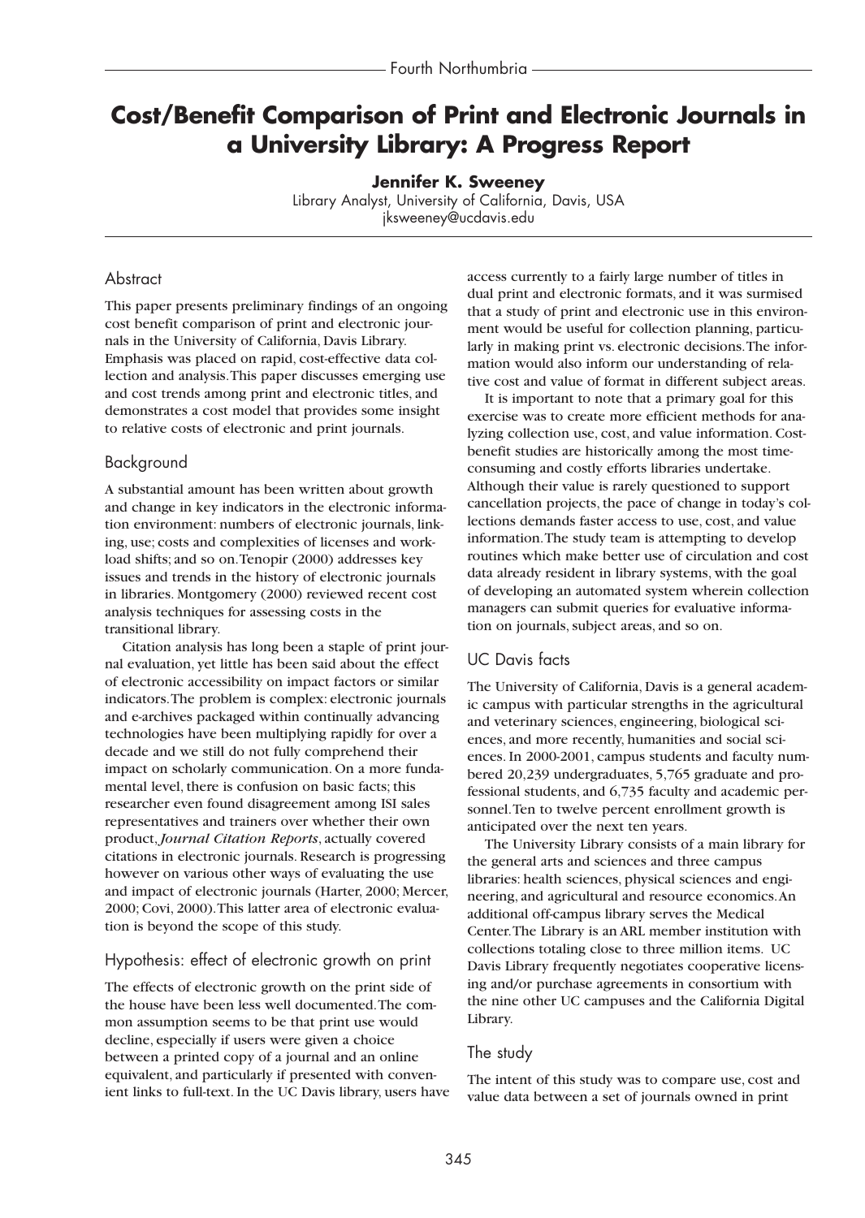# Cost/Benefit Comparison of Print and Electronic Journals in a University Library: A Progress Report

**Jennifer K. Sweeney**
Library Analyst, University of California, Davis, USA
jksweeney@ucdavis.edu

## Abstract

This paper presents preliminary findings of an ongoing cost benefit comparison of print and electronic journals in the University of California, Davis Library. Emphasis was placed on rapid, cost-effective data collection and analysis. This paper discusses emerging use and cost trends among print and electronic titles, and demonstrates a cost model that provides some insight to relative costs of electronic and print journals.

## Background

A substantial amount has been written about growth and change in key indicators in the electronic information environment: numbers of electronic journals, linking, use; costs and complexities of licenses and workload shifts; and so on. Tenopir (2000) addresses key issues and trends in the history of electronic journals in libraries. Montgomery (2000) reviewed recent cost analysis techniques for assessing costs in the transitional library.

Citation analysis has long been a staple of print journal evaluation, yet little has been said about the effect of electronic accessibility on impact factors or similar indicators. The problem is complex: electronic journals and e-archives packaged within continually advancing technologies have been multiplying rapidly for over a decade and we still do not fully comprehend their impact on scholarly communication. On a more fundamental level, there is confusion on basic facts; this researcher even found disagreement among ISI sales representatives and trainers over whether their own product, *Journal Citation Reports*, actually covered citations in electronic journals. Research is progressing however on various other ways of evaluating the use and impact of electronic journals (Harter, 2000; Mercer, 2000; Covi, 2000). This latter area of electronic evaluation is beyond the scope of this study.

## Hypothesis: effect of electronic growth on print

The effects of electronic growth on the print side of the house have been less well documented. The common assumption seems to be that print use would decline, especially if users were given a choice between a printed copy of a journal and an online equivalent, and particularly if presented with convenient links to full-text. In the UC Davis library, users have access currently to a fairly large number of titles in dual print and electronic formats, and it was surmised that a study of print and electronic use in this environment would be useful for collection planning, particularly in making print vs. electronic decisions. The information would also inform our understanding of relative cost and value of format in different subject areas.

It is important to note that a primary goal for this exercise was to create more efficient methods for analyzing collection use, cost, and value information. Cost-benefit studies are historically among the most time-consuming and costly efforts libraries undertake. Although their value is rarely questioned to support cancellation projects, the pace of change in today's collections demands faster access to use, cost, and value information. The study team is attempting to develop routines which make better use of circulation and cost data already resident in library systems, with the goal of developing an automated system wherein collection managers can submit queries for evaluative information on journals, subject areas, and so on.

## UC Davis facts

The University of California, Davis is a general academic campus with particular strengths in the agricultural and veterinary sciences, engineering, biological sciences, and more recently, humanities and social sciences. In 2000-2001, campus students and faculty numbered 20,239 undergraduates, 5,765 graduate and professional students, and 6,735 faculty and academic personnel. Ten to twelve percent enrollment growth is anticipated over the next ten years.

The University Library consists of a main library for the general arts and sciences and three campus libraries: health sciences, physical sciences and engineering, and agricultural and resource economics. An additional off-campus library serves the Medical Center. The Library is an ARL member institution with collections totaling close to three million items. UC Davis Library frequently negotiates cooperative licensing and/or purchase agreements in consortium with the nine other UC campuses and the California Digital Library.

## The study

The intent of this study was to compare use, cost and value data between a set of journals owned in print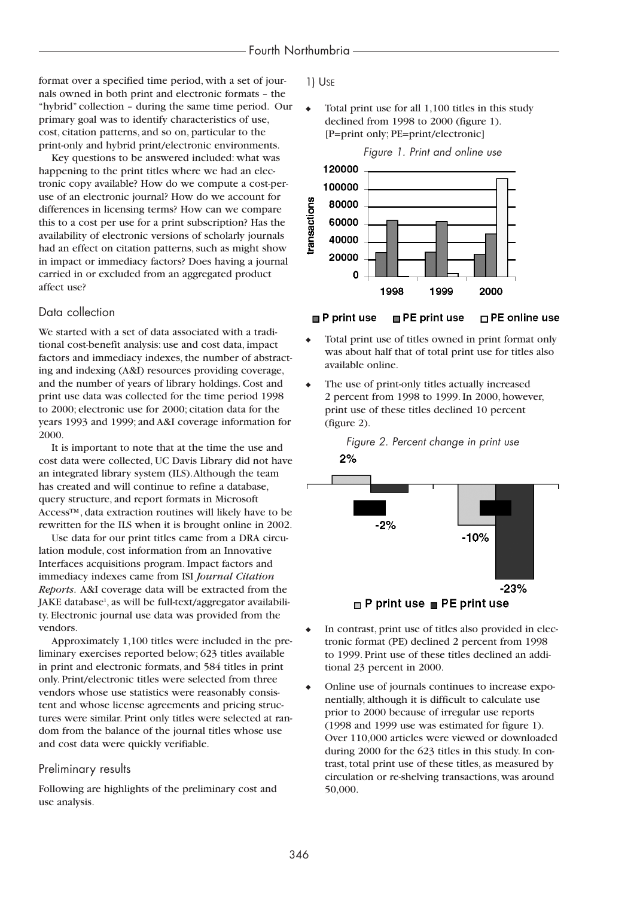format over a specified time period, with a set of journals owned in both print and electronic formats – the "hybrid" collection – during the same time period. Our primary goal was to identify characteristics of use, cost, citation patterns, and so on, particular to the print-only and hybrid print/electronic environments.

Key questions to be answered included: what was happening to the print titles where we had an electronic copy available? How do we compute a cost-per-use of an electronic journal? How do we account for differences in licensing terms? How can we compare this to a cost per use for a print subscription? Has the availability of electronic versions of scholarly journals had an effect on citation patterns, such as might show in impact or immediacy factors? Does having a journal carried in or excluded from an aggregated product affect use?

## Data collection

We started with a set of data associated with a traditional cost-benefit analysis: use and cost data, impact factors and immediacy indexes, the number of abstracting and indexing (A&I) resources providing coverage, and the number of years of library holdings. Cost and print use data was collected for the time period 1998 to 2000; electronic use for 2000; citation data for the years 1993 and 1999; and A&I coverage information for 2000.

It is important to note that at the time the use and cost data were collected, UC Davis Library did not have an integrated library system (ILS). Although the team has created and will continue to refine a database, query structure, and report formats in Microsoft Access™, data extraction routines will likely have to be rewritten for the ILS when it is brought online in 2002.

Use data for our print titles came from a DRA circulation module, cost information from an Innovative Interfaces acquisitions program. Impact factors and immediacy indexes came from ISI *Journal Citation Reports*. A&I coverage data will be extracted from the JAKE database[1], as will be full-text/aggregator availability. Electronic journal use data was provided from the vendors.

Approximately 1,100 titles were included in the preliminary exercises reported below; 623 titles available in print and electronic formats, and 584 titles in print only. Print/electronic titles were selected from three vendors whose use statistics were reasonably consistent and whose license agreements and pricing structures were similar. Print only titles were selected at random from the balance of the journal titles whose use and cost data were quickly verifiable.

## Preliminary results

Following are highlights of the preliminary cost and use analysis.

### 1) Use

- Total print use for all 1,100 titles in this study declined from 1998 to 2000 (figure 1). [P=print only; PE=print/electronic]

*Figure 1. Print and online use*

- Total print use of titles owned in print format only was about half that of total print use for titles also available online.
- The use of print-only titles actually increased 2 percent from 1998 to 1999. In 2000, however, print use of these titles declined 10 percent (figure 2).

*Figure 2. Percent change in print use*

- In contrast, print use of titles also provided in electronic format (PE) declined 2 percent from 1998 to 1999. Print use of these titles declined an additional 23 percent in 2000.
- Online use of journals continues to increase exponentially, although it is difficult to calculate use prior to 2000 because of irregular use reports (1998 and 1999 use was estimated for figure 1). Over 110,000 articles were viewed or downloaded during 2000 for the 623 titles in this study. In contrast, total print use of these titles, as measured by circulation or re-shelving transactions, was around 50,000.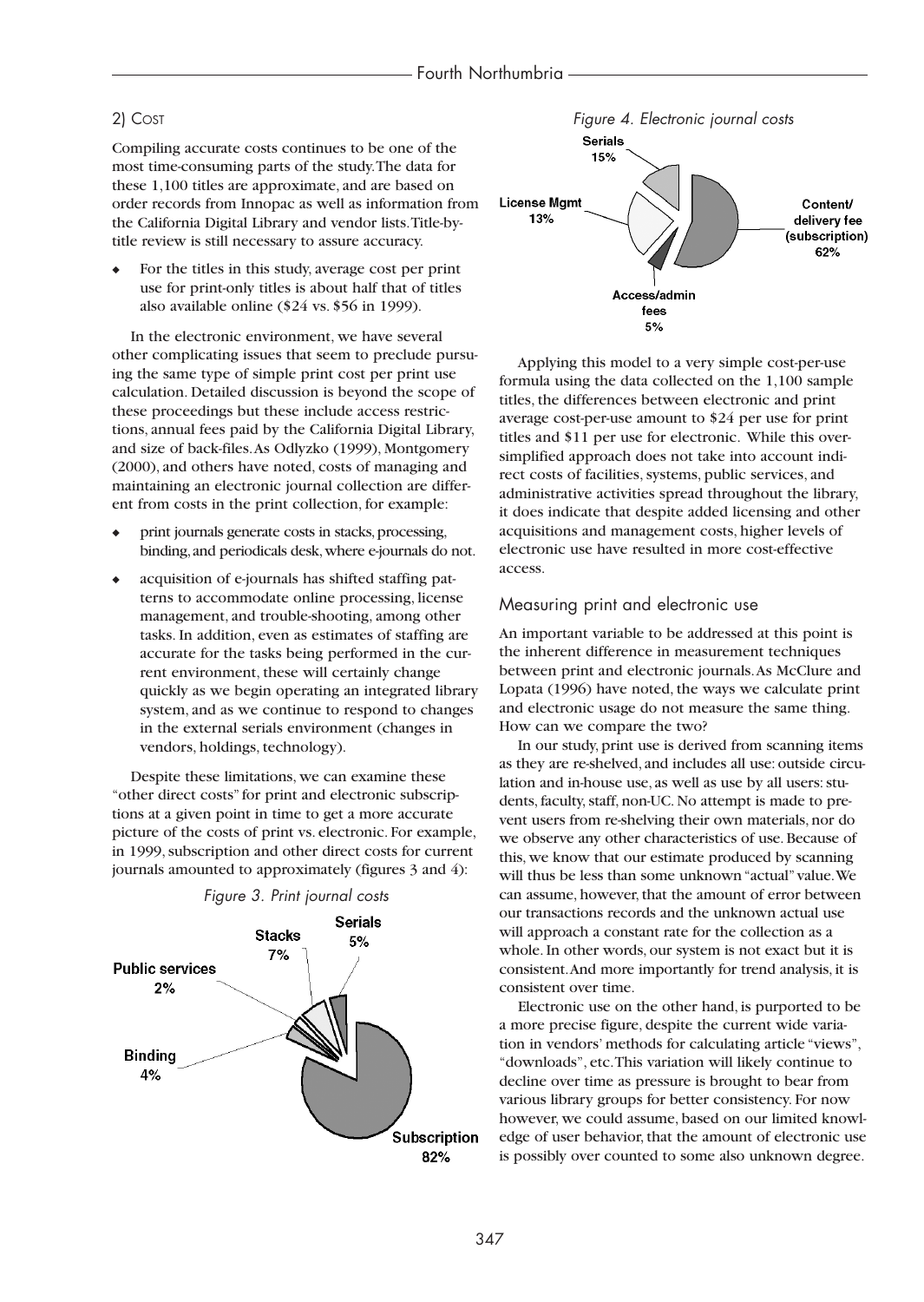### 2) Cost

Compiling accurate costs continues to be one of the most time-consuming parts of the study. The data for these 1,100 titles are approximate, and are based on order records from Innopac as well as information from the California Digital Library and vendor lists. Title-by-title review is still necessary to assure accuracy.

- For the titles in this study, average cost per print use for print-only titles is about half that of titles also available online ($24 vs. $56 in 1999).

In the electronic environment, we have several other complicating issues that seem to preclude pursuing the same type of simple print cost per print use calculation. Detailed discussion is beyond the scope of these proceedings but these include access restrictions, annual fees paid by the California Digital Library, and size of back-files. As Odlyzko (1999), Montgomery (2000), and others have noted, costs of managing and maintaining an electronic journal collection are different from costs in the print collection, for example:

- print journals generate costs in stacks, processing, binding, and periodicals desk, where e-journals do not.
- acquisition of e-journals has shifted staffing patterns to accommodate online processing, license management, and trouble-shooting, among other tasks. In addition, even as estimates of staffing are accurate for the tasks being performed in the current environment, these will certainly change quickly as we begin operating an integrated library system, and as we continue to respond to changes in the external serials environment (changes in vendors, holdings, technology).

Despite these limitations, we can examine these "other direct costs" for print and electronic subscriptions at a given point in time to get a more accurate picture of the costs of print vs. electronic. For example, in 1999, subscription and other direct costs for current journals amounted to approximately (figures 3 and 4):

*Figure 3. Print journal costs*

Subscription 82%, Stacks 7%, Serials 5%, Binding 4%, Public services 2%

*Figure 4. Electronic journal costs*

Content/delivery fee (subscription) 62%, Serials 15%, License Mgmt 13%, Access/admin fees 5%

Applying this model to a very simple cost-per-use formula using the data collected on the 1,100 sample titles, the differences between electronic and print average cost-per-use amount to $24 per use for print titles and $11 per use for electronic. While this over-simplified approach does not take into account indirect costs of facilities, systems, public services, and administrative activities spread throughout the library, it does indicate that despite added licensing and other acquisitions and management costs, higher levels of electronic use have resulted in more cost-effective access.

## Measuring print and electronic use

An important variable to be addressed at this point is the inherent difference in measurement techniques between print and electronic journals. As McClure and Lopata (1996) have noted, the ways we calculate print and electronic usage do not measure the same thing. How can we compare the two?

In our study, print use is derived from scanning items as they are re-shelved, and includes all use: outside circulation and in-house use, as well as use by all users: students, faculty, staff, non-UC. No attempt is made to prevent users from re-shelving their own materials, nor do we observe any other characteristics of use. Because of this, we know that our estimate produced by scanning will thus be less than some unknown "actual" value. We can assume, however, that the amount of error between our transactions records and the unknown actual use will approach a constant rate for the collection as a whole. In other words, our system is not exact but it is consistent. And more importantly for trend analysis, it is consistent over time.

Electronic use on the other hand, is purported to be a more precise figure, despite the current wide variation in vendors' methods for calculating article "views", "downloads", etc. This variation will likely continue to decline over time as pressure is brought to bear from various library groups for better consistency. For now however, we could assume, based on our limited knowledge of user behavior, that the amount of electronic use is possibly over counted to some also unknown degree.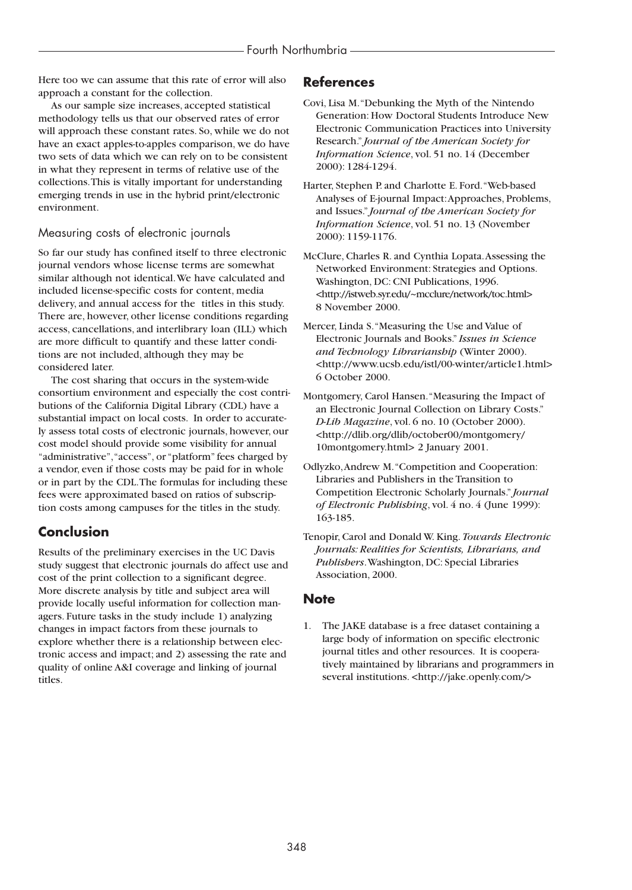Here too we can assume that this rate of error will also approach a constant for the collection.

As our sample size increases, accepted statistical methodology tells us that our observed rates of error will approach these constant rates. So, while we do not have an exact apples-to-apples comparison, we do have two sets of data which we can rely on to be consistent in what they represent in terms of relative use of the collections. This is vitally important for understanding emerging trends in use in the hybrid print/electronic environment.

### Measuring costs of electronic journals

So far our study has confined itself to three electronic journal vendors whose license terms are somewhat similar although not identical. We have calculated and included license-specific costs for content, media delivery, and annual access for the titles in this study. There are, however, other license conditions regarding access, cancellations, and interlibrary loan (ILL) which are more difficult to quantify and these latter conditions are not included, although they may be considered later.

The cost sharing that occurs in the system-wide consortium environment and especially the cost contributions of the California Digital Library (CDL) have a substantial impact on local costs. In order to accurately assess total costs of electronic journals, however, our cost model should provide some visibility for annual "administrative", "access", or "platform" fees charged by a vendor, even if those costs may be paid for in whole or in part by the CDL. The formulas for including these fees were approximated based on ratios of subscription costs among campuses for the titles in the study.

## Conclusion

Results of the preliminary exercises in the UC Davis study suggest that electronic journals do affect use and cost of the print collection to a significant degree. More discrete analysis by title and subject area will provide locally useful information for collection managers. Future tasks in the study include 1) analyzing changes in impact factors from these journals to explore whether there is a relationship between electronic access and impact; and 2) assessing the rate and quality of online A&I coverage and linking of journal titles.

## References

Covi, Lisa M. "Debunking the Myth of the Nintendo Generation: How Doctoral Students Introduce New Electronic Communication Practices into University Research." *Journal of the American Society for Information Science*, vol. 51 no. 14 (December 2000): 1284-1294.

Harter, Stephen P. and Charlotte E. Ford. "Web-based Analyses of E-journal Impact: Approaches, Problems, and Issues." *Journal of the American Society for Information Science*, vol. 51 no. 13 (November 2000): 1159-1176.

McClure, Charles R. and Cynthia Lopata. Assessing the Networked Environment: Strategies and Options. Washington, DC: CNI Publications, 1996. <http://istweb.syr.edu/~mcclure/network/toc.html> 8 November 2000.

Mercer, Linda S. "Measuring the Use and Value of Electronic Journals and Books." *Issues in Science and Technology Librarianship* (Winter 2000). <http://www.ucsb.edu/istl/00-winter/article1.html> 6 October 2000.

Montgomery, Carol Hansen. "Measuring the Impact of an Electronic Journal Collection on Library Costs." *D-Lib Magazine*, vol. 6 no. 10 (October 2000). <http://dlib.org/dlib/october00/montgomery/10montgomery.html> 2 January 2001.

Odlyzko, Andrew M. "Competition and Cooperation: Libraries and Publishers in the Transition to Competition Electronic Scholarly Journals." *Journal of Electronic Publishing*, vol. 4 no. 4 (June 1999): 163-185.

Tenopir, Carol and Donald W. King. *Towards Electronic Journals: Realities for Scientists, Librarians, and Publishers*. Washington, DC: Special Libraries Association, 2000.

## Note

1. The JAKE database is a free dataset containing a large body of information on specific electronic journal titles and other resources. It is cooperatively maintained by librarians and programmers in several institutions. <http://jake.openly.com/>